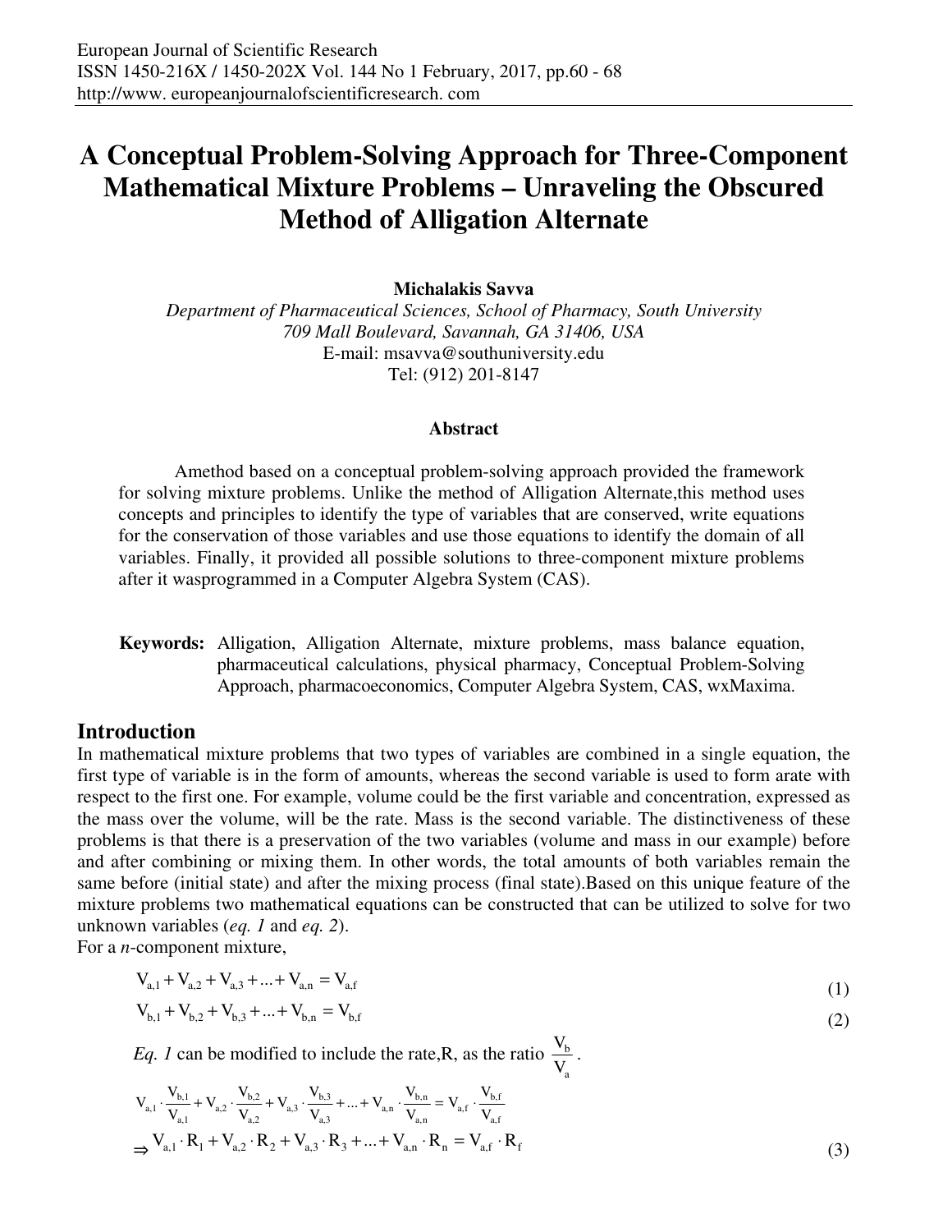# A Conceptual Problem-Solving Approach for Three-Component Mathematical Mixture Problems – Unraveling the Obscured Method of Alligation Alternate

**Michalakis Savva**

*Department of Pharmaceutical Sciences, School of Pharmacy, South University*
*709 Mall Boulevard, Savannah, GA 31406, USA*
E-mail: msavva@southuniversity.edu
Tel: (912) 201-8147

### Abstract

Amethod based on a conceptual problem-solving approach provided the framework for solving mixture problems. Unlike the method of Alligation Alternate,this method uses concepts and principles to identify the type of variables that are conserved, write equations for the conservation of those variables and use those equations to identify the domain of all variables. Finally, it provided all possible solutions to three-component mixture problems after it wasprogrammed in a Computer Algebra System (CAS).

**Keywords:** Alligation, Alligation Alternate, mixture problems, mass balance equation, pharmaceutical calculations, physical pharmacy, Conceptual Problem-Solving Approach, pharmacoeconomics, Computer Algebra System, CAS, wxMaxima.

## Introduction

In mathematical mixture problems that two types of variables are combined in a single equation, the first type of variable is in the form of amounts, whereas the second variable is used to form arate with respect to the first one. For example, volume could be the first variable and concentration, expressed as the mass over the volume, will be the rate. Mass is the second variable. The distinctiveness of these problems is that there is a preservation of the two variables (volume and mass in our example) before and after combining or mixing them. In other words, the total amounts of both variables remain the same before (initial state) and after the mixing process (final state).Based on this unique feature of the mixture problems two mathematical equations can be constructed that can be utilized to solve for two unknown variables (*eq. 1* and *eq. 2*).

For a *n*-component mixture,

$$V_{a,1} + V_{a,2} + V_{a,3} + ... + V_{a,n} = V_{a,f} \tag{1}$$

$$V_{b,1} + V_{b,2} + V_{b,3} + ... + V_{b,n} = V_{b,f} \tag{2}$$

*Eq. 1* can be modified to include the rate,R, as the ratio $\frac{V_b}{V_a}$.

$$V_{a,1} \cdot \frac{V_{b,1}}{V_{a,1}} + V_{a,2} \cdot \frac{V_{b,2}}{V_{a,2}} + V_{a,3} \cdot \frac{V_{b,3}}{V_{a,3}} + ... + V_{a,n} \cdot \frac{V_{b,n}}{V_{a,n}} = V_{a,f} \cdot \frac{V_{b,f}}{V_{a,f}}$$

$$\Rightarrow V_{a,1} \cdot R_1 + V_{a,2} \cdot R_2 + V_{a,3} \cdot R_3 + ... + V_{a,n} \cdot R_n = V_{a,f} \cdot R_f \tag{3}$$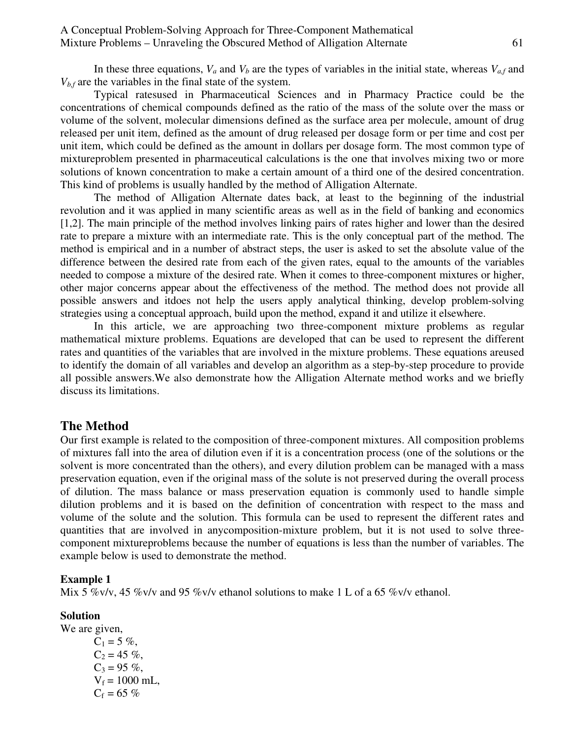In these three equations, $V_a$ and $V_b$ are the types of variables in the initial state, whereas $V_{a,f}$ and $V_{b,f}$ are the variables in the final state of the system.

Typical ratesused in Pharmaceutical Sciences and in Pharmacy Practice could be the concentrations of chemical compounds defined as the ratio of the mass of the solute over the mass or volume of the solvent, molecular dimensions defined as the surface area per molecule, amount of drug released per unit item, defined as the amount of drug released per dosage form or per time and cost per unit item, which could be defined as the amount in dollars per dosage form. The most common type of mixtureproblem presented in pharmaceutical calculations is the one that involves mixing two or more solutions of known concentration to make a certain amount of a third one of the desired concentration. This kind of problems is usually handled by the method of Alligation Alternate.

The method of Alligation Alternate dates back, at least to the beginning of the industrial revolution and it was applied in many scientific areas as well as in the field of banking and economics [1,2]. The main principle of the method involves linking pairs of rates higher and lower than the desired rate to prepare a mixture with an intermediate rate. This is the only conceptual part of the method. The method is empirical and in a number of abstract steps, the user is asked to set the absolute value of the difference between the desired rate from each of the given rates, equal to the amounts of the variables needed to compose a mixture of the desired rate. When it comes to three-component mixtures or higher, other major concerns appear about the effectiveness of the method. The method does not provide all possible answers and itdoes not help the users apply analytical thinking, develop problem-solving strategies using a conceptual approach, build upon the method, expand it and utilize it elsewhere.

In this article, we are approaching two three-component mixture problems as regular mathematical mixture problems. Equations are developed that can be used to represent the different rates and quantities of the variables that are involved in the mixture problems. These equations areused to identify the domain of all variables and develop an algorithm as a step-by-step procedure to provide all possible answers.We also demonstrate how the Alligation Alternate method works and we briefly discuss its limitations.

## The Method

Our first example is related to the composition of three-component mixtures. All composition problems of mixtures fall into the area of dilution even if it is a concentration process (one of the solutions or the solvent is more concentrated than the others), and every dilution problem can be managed with a mass preservation equation, even if the original mass of the solute is not preserved during the overall process of dilution. The mass balance or mass preservation equation is commonly used to handle simple dilution problems and it is based on the definition of concentration with respect to the mass and volume of the solute and the solution. This formula can be used to represent the different rates and quantities that are involved in anycomposition-mixture problem, but it is not used to solve three-component mixtureproblems because the number of equations is less than the number of variables. The example below is used to demonstrate the method.

**Example 1**

Mix 5 %v/v, 45 %v/v and 95 %v/v ethanol solutions to make 1 L of a 65 %v/v ethanol.

**Solution**

We are given,

$C_1 = 5$ %,
$C_2 = 45$ %,
$C_3 = 95$ %,
$V_f = 1000$ mL,
$C_f = 65$ %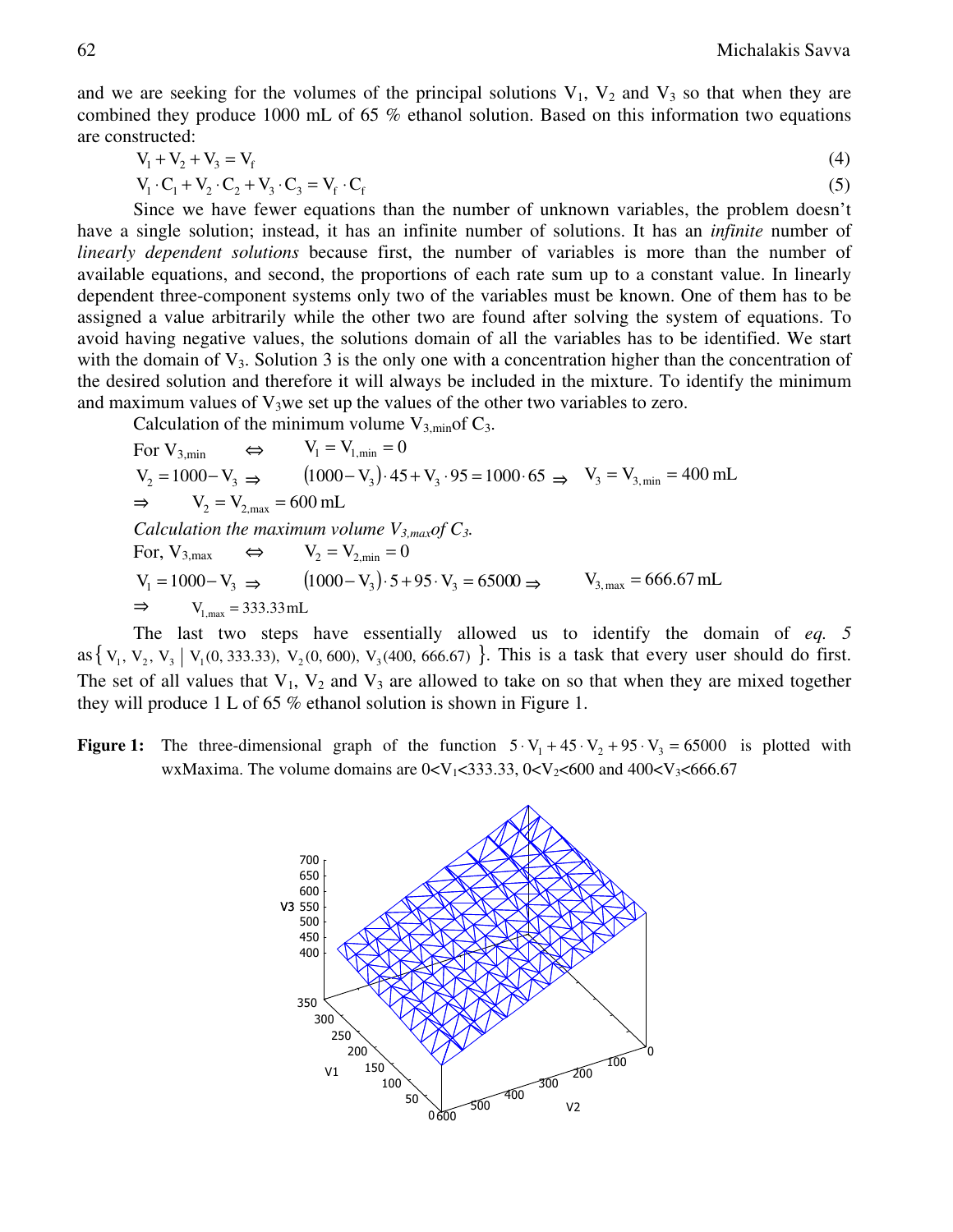and we are seeking for the volumes of the principal solutions $V_1$, $V_2$ and $V_3$ so that when they are combined they produce 1000 mL of 65 % ethanol solution. Based on this information two equations are constructed:

$$V_1 + V_2 + V_3 = V_f \tag{4}$$

$$V_1 \cdot C_1 + V_2 \cdot C_2 + V_3 \cdot C_3 = V_f \cdot C_f \tag{5}$$

Since we have fewer equations than the number of unknown variables, the problem doesn't have a single solution; instead, it has an infinite number of solutions. It has an *infinite* number of *linearly dependent solutions* because first, the number of variables is more than the number of available equations, and second, the proportions of each rate sum up to a constant value. In linearly dependent three-component systems only two of the variables must be known. One of them has to be assigned a value arbitrarily while the other two are found after solving the system of equations. To avoid having negative values, the solutions domain of all the variables has to be identified. We start with the domain of $V_3$. Solution 3 is the only one with a concentration higher than the concentration of the desired solution and therefore it will always be included in the mixture. To identify the minimum and maximum values of $V_3$we set up the values of the other two variables to zero.

Calculation of the minimum volume $V_{3,min}$of $C_3$.

For $V_{3,min} \quad \Leftrightarrow \quad V_1 = V_{1,min} = 0$

$V_2 = 1000 - V_3 \Rightarrow \quad (1000 - V_3)\cdot 45 + V_3 \cdot 95 = 1000 \cdot 65 \Rightarrow \quad V_3 = V_{3,min} = 400\,\text{mL}$

$\Rightarrow \quad V_2 = V_{2,max} = 600\,\text{mL}$

*Calculation the maximum volume $V_{3,max}$of $C_3$.*

For, $V_{3,max} \quad \Leftrightarrow \quad V_2 = V_{2,min} = 0$

$V_1 = 1000 - V_3 \Rightarrow \quad (1000 - V_3)\cdot 5 + 95 \cdot V_3 = 65000 \Rightarrow \quad V_{3,max} = 666.67\,\text{mL}$

$\Rightarrow \quad V_{1,max} = 333.33\,\text{mL}$

The last two steps have essentially allowed us to identify the domain of *eq. 5* as $\{ V_1, V_2, V_3 \mid V_1(0, 333.33),\ V_2(0, 600),\ V_3(400, 666.67) \}$. This is a task that every user should do first. The set of all values that $V_1$, $V_2$ and $V_3$ are allowed to take on so that when they are mixed together they will produce 1 L of 65 % ethanol solution is shown in Figure 1.

**Figure 1:** The three-dimensional graph of the function $5 \cdot V_1 + 45 \cdot V_2 + 95 \cdot V_3 = 65000$ is plotted with wxMaxima. The volume domains are $0<V_1<333.33$, $0<V_2<600$ and $400<V_3<666.67$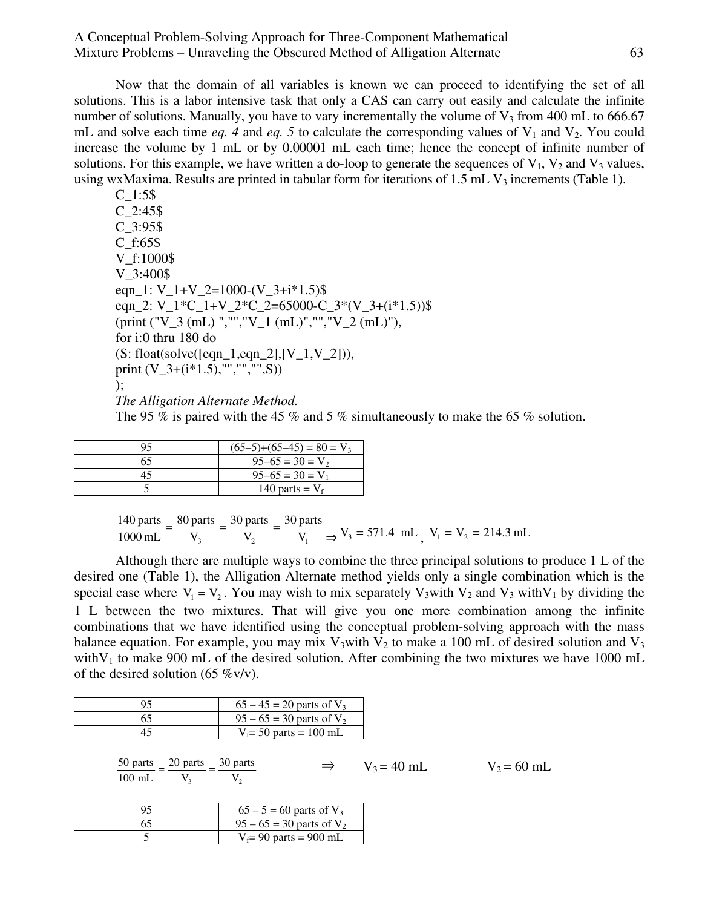Now that the domain of all variables is known we can proceed to identifying the set of all solutions. This is a labor intensive task that only a CAS can carry out easily and calculate the infinite number of solutions. Manually, you have to vary incrementally the volume of $V_3$ from 400 mL to 666.67 mL and solve each time *eq. 4* and *eq. 5* to calculate the corresponding values of $V_1$ and $V_2$. You could increase the volume by 1 mL or by 0.00001 mL each time; hence the concept of infinite number of solutions. For this example, we have written a do-loop to generate the sequences of $V_1$, $V_2$ and $V_3$ values, using wxMaxima. Results are printed in tabular form for iterations of 1.5 mL $V_3$ increments (Table 1).

```
C_1:5$
C_2:45$
C_3:95$
C_f:65$
V_f:1000$
V_3:400$
eqn_1: V_1+V_2=1000-(V_3+i*1.5)$
eqn_2: V_1*C_1+V_2*C_2=65000-C_3*(V_3+(i*1.5))$
(print ("V_3 (mL) ","","V_1 (mL)","","V_2 (mL)"),
for i:0 thru 180 do
(S: float(solve([eqn_1,eqn_2],[V_1,V_2])),
print (V_3+(i*1.5),"","","",S))
);
```

*The Alligation Alternate Method.*

The 95 % is paired with the 45 % and 5 % simultaneously to make the 65 % solution.

| | |
|---|---|
| 95 | (65–5)+(65–45) = 80 = $V_3$ |
| 65 | 95–65 = 30 = $V_2$ |
| 45 | 95–65 = 30 = $V_1$ |
| 5 | 140 parts = $V_f$ |

$$\frac{140 \text{ parts}}{1000 \text{ mL}} = \frac{80 \text{ parts}}{V_3} = \frac{30 \text{ parts}}{V_2} = \frac{30 \text{ parts}}{V_1} \Rightarrow V_3 = 571.4 \text{ mL}, \; V_1 = V_2 = 214.3 \text{ mL}$$

Although there are multiple ways to combine the three principal solutions to produce 1 L of the desired one (Table 1), the Alligation Alternate method yields only a single combination which is the special case where $V_1 = V_2$. You may wish to mix separately $V_3$ with $V_2$ and $V_3$ with $V_1$ by dividing the 1 L between the two mixtures. That will give you one more combination among the infinite combinations that we have identified using the conceptual problem-solving approach with the mass balance equation. For example, you may mix $V_3$ with $V_2$ to make a 100 mL of desired solution and $V_3$ with $V_1$ to make 900 mL of the desired solution. After combining the two mixtures we have 1000 mL of the desired solution (65 %v/v).

| | |
|---|---|
| 95 | 65 – 45 = 20 parts of $V_3$ |
| 65 | 95 – 65 = 30 parts of $V_2$ |
| 45 | $V_f$= 50 parts = 100 mL |

$$\frac{50 \text{ parts}}{100 \text{ mL}} = \frac{20 \text{ parts}}{V_3} = \frac{30 \text{ parts}}{V_2} \quad \Rightarrow \quad V_3 = 40 \text{ mL} \qquad V_2 = 60 \text{ mL}$$

| | |
|---|---|
| 95 | 65 – 5 = 60 parts of $V_3$ |
| 65 | 95 – 65 = 30 parts of $V_2$ |
| 5 | $V_f$= 90 parts = 900 mL |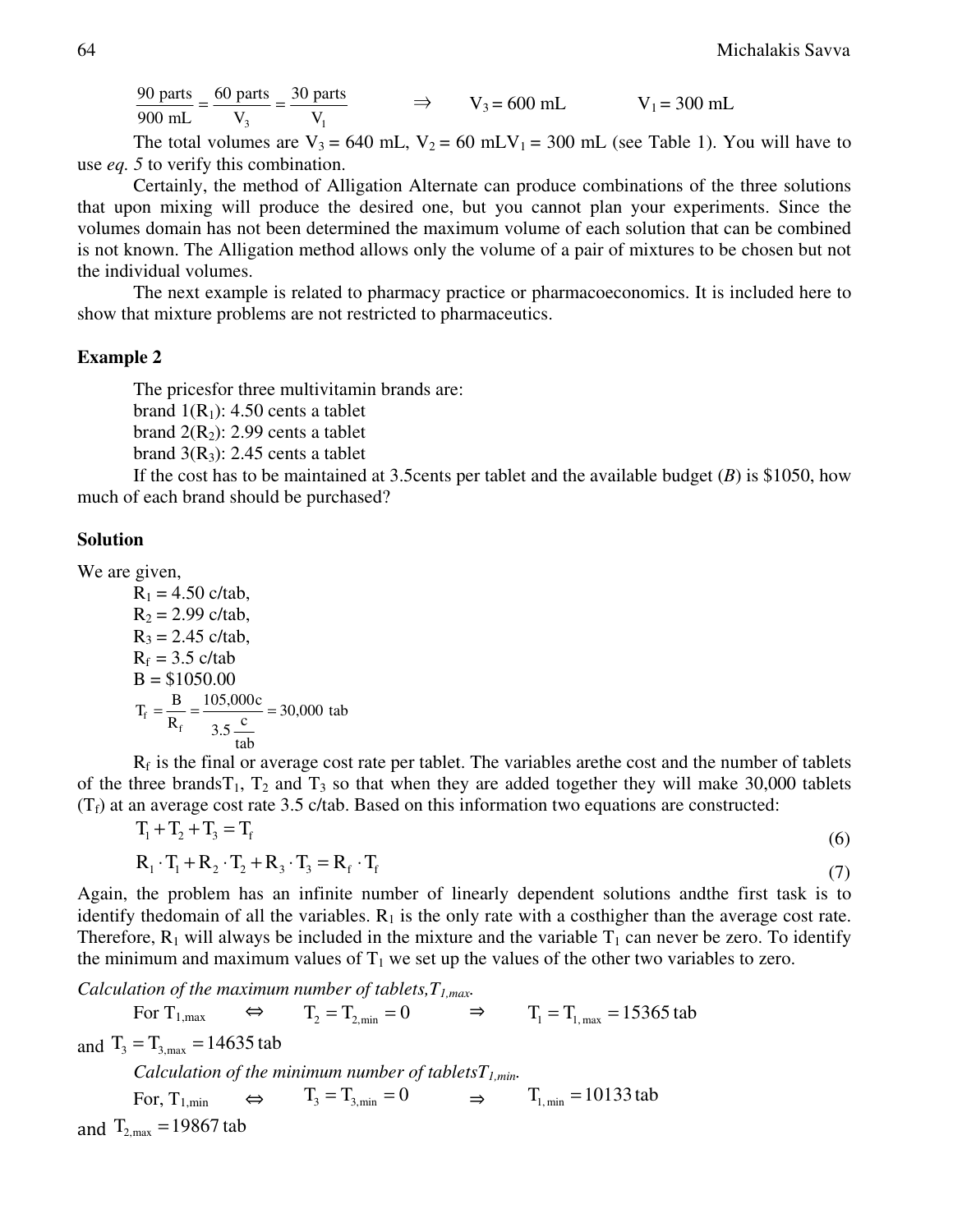$$\frac{90 \text{ parts}}{900 \text{ mL}} = \frac{60 \text{ parts}}{V_3} = \frac{30 \text{ parts}}{V_1} \quad \Rightarrow \quad V_3 = 600 \text{ mL} \qquad V_1 = 300 \text{ mL}$$

The total volumes are $V_3 = 640$ mL, $V_2 = 60$ mL$V_1 = 300$ mL (see Table 1). You will have to use *eq. 5* to verify this combination.

Certainly, the method of Alligation Alternate can produce combinations of the three solutions that upon mixing will produce the desired one, but you cannot plan your experiments. Since the volumes domain has not been determined the maximum volume of each solution that can be combined is not known. The Alligation method allows only the volume of a pair of mixtures to be chosen but not the individual volumes.

The next example is related to pharmacy practice or pharmacoeconomics. It is included here to show that mixture problems are not restricted to pharmaceutics.

**Example 2**

The pricesfor three multivitamin brands are:

brand 1($R_1$): 4.50 cents a tablet

brand 2($R_2$): 2.99 cents a tablet

brand 3($R_3$): 2.45 cents a tablet

If the cost has to be maintained at 3.5cents per tablet and the available budget (*B*) is \$1050, how much of each brand should be purchased?

**Solution**

We are given,

$R_1 = 4.50$ c/tab,

$R_2 = 2.99$ c/tab,

$R_3 = 2.45$ c/tab,

$R_f = 3.5$ c/tab

B = \$1050.00

$$T_f = \frac{B}{R_f} = \frac{105{,}000\text{c}}{3.5 \frac{\text{c}}{\text{tab}}} = 30{,}000 \text{ tab}$$

$R_f$ is the final or average cost rate per tablet. The variables arethe cost and the number of tablets of the three brands$T_1$, $T_2$ and $T_3$ so that when they are added together they will make 30,000 tablets ($T_f$) at an average cost rate 3.5 c/tab. Based on this information two equations are constructed:

$$T_1 + T_2 + T_3 = T_f \tag{6}$$

$$R_1 \cdot T_1 + R_2 \cdot T_2 + R_3 \cdot T_3 = R_f \cdot T_f \tag{7}$$

Again, the problem has an infinite number of linearly dependent solutions andthe first task is to identify thedomain of all the variables. $R_1$ is the only rate with a costhigher than the average cost rate. Therefore, $R_1$ will always be included in the mixture and the variable $T_1$ can never be zero. To identify the minimum and maximum values of $T_1$ we set up the values of the other two variables to zero.

*Calculation of the maximum number of tablets,$T_{1,max}$.*

For $T_{1,max} \quad \Leftrightarrow \quad T_2 = T_{2,min} = 0 \quad \Rightarrow \quad T_1 = T_{1,max} = 15365 \text{ tab}$

and $T_3 = T_{3,max} = 14635 \text{ tab}$

*Calculation of the minimum number of tablets$T_{1,min}$.*

For, $T_{1,min} \quad \Leftrightarrow \quad T_3 = T_{3,min} = 0 \quad \Rightarrow \quad T_{1,min} = 10133 \text{ tab}$

and $T_{2,max} = 19867 \text{ tab}$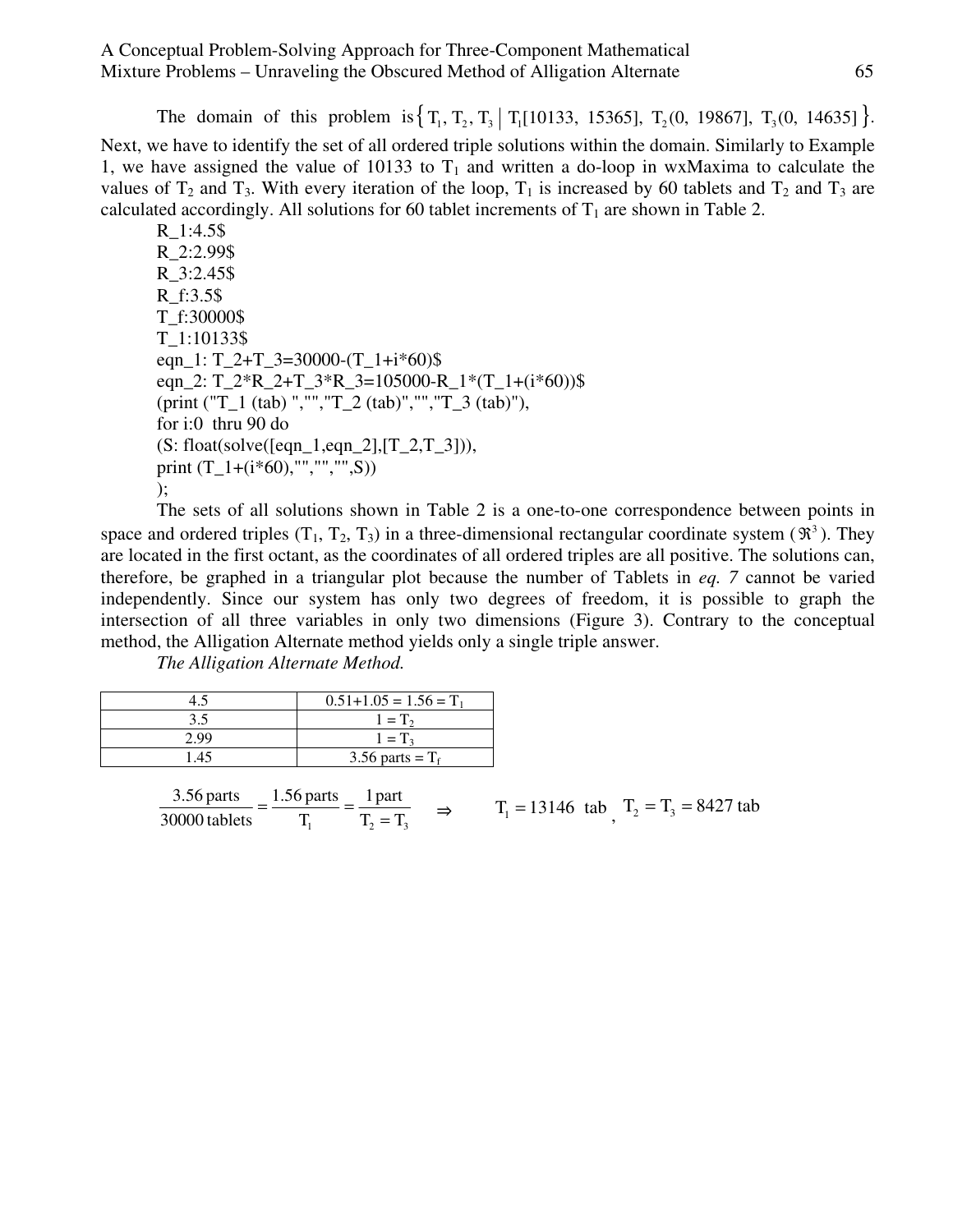The domain of this problem is $\{T_1, T_2, T_3 \mid T_1[10133,\ 15365],\ T_2(0,\ 19867],\ T_3(0,\ 14635]\}$. Next, we have to identify the set of all ordered triple solutions within the domain. Similarly to Example 1, we have assigned the value of 10133 to $T_1$ and written a do-loop in wxMaxima to calculate the values of $T_2$ and $T_3$. With every iteration of the loop, $T_1$ is increased by 60 tablets and $T_2$ and $T_3$ are calculated accordingly. All solutions for 60 tablet increments of $T_1$ are shown in Table 2.

```
R_1:4.5$
R_2:2.99$
R_3:2.45$
R_f:3.5$
T_f:30000$
T_1:10133$
eqn_1: T_2+T_3=30000-(T_1+i*60)$
eqn_2: T_2*R_2+T_3*R_3=105000-R_1*(T_1+(i*60))$
(print ("T_1 (tab) ","","T_2 (tab)","","T_3 (tab)"),
for i:0  thru 90 do
(S: float(solve([eqn_1,eqn_2],[T_2,T_3])),
print (T_1+(i*60),"","","",S))
);
```

The sets of all solutions shown in Table 2 is a one-to-one correspondence between points in space and ordered triples ($T_1$, $T_2$, $T_3$) in a three-dimensional rectangular coordinate system ($\Re^3$). They are located in the first octant, as the coordinates of all ordered triples are all positive. The solutions can, therefore, be graphed in a triangular plot because the number of Tablets in *eq. 7* cannot be varied independently. Since our system has only two degrees of freedom, it is possible to graph the intersection of all three variables in only two dimensions (Figure 3). Contrary to the conceptual method, the Alligation Alternate method yields only a single triple answer.

*The Alligation Alternate Method.*

| 4.5 | $0.51+1.05 = 1.56 = T_1$ |
|---|---|
| 3.5 | $1 = T_2$ |
| 2.99 | $1 = T_3$ |
| 1.45 | $3.56 \text{ parts} = T_f$ |

$$\frac{3.56\text{ parts}}{30000\text{ tablets}} = \frac{1.56\text{ parts}}{T_1} = \frac{1\text{ part}}{T_2 = T_3} \quad \Rightarrow \quad T_1 = 13146\ \text{tab},\ T_2 = T_3 = 8427\ \text{tab}$$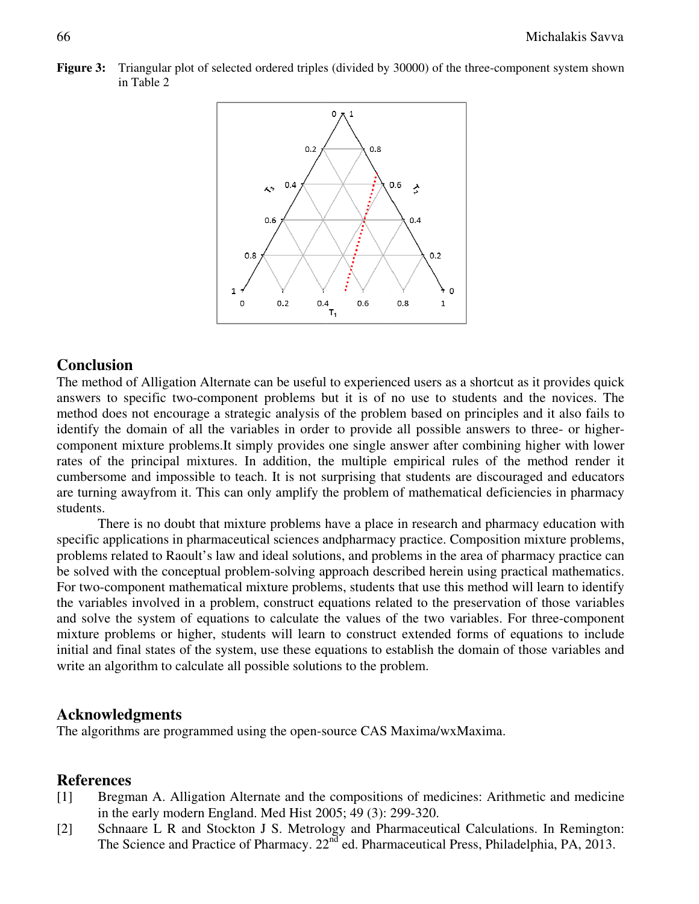**Figure 3:** Triangular plot of selected ordered triples (divided by 30000) of the three-component system shown in Table 2

## Conclusion

The method of Alligation Alternate can be useful to experienced users as a shortcut as it provides quick answers to specific two-component problems but it is of no use to students and the novices. The method does not encourage a strategic analysis of the problem based on principles and it also fails to identify the domain of all the variables in order to provide all possible answers to three- or higher-component mixture problems.It simply provides one single answer after combining higher with lower rates of the principal mixtures. In addition, the multiple empirical rules of the method render it cumbersome and impossible to teach. It is not surprising that students are discouraged and educators are turning awayfrom it. This can only amplify the problem of mathematical deficiencies in pharmacy students.

There is no doubt that mixture problems have a place in research and pharmacy education with specific applications in pharmaceutical sciences andpharmacy practice. Composition mixture problems, problems related to Raoult's law and ideal solutions, and problems in the area of pharmacy practice can be solved with the conceptual problem-solving approach described herein using practical mathematics. For two-component mathematical mixture problems, students that use this method will learn to identify the variables involved in a problem, construct equations related to the preservation of those variables and solve the system of equations to calculate the values of the two variables. For three-component mixture problems or higher, students will learn to construct extended forms of equations to include initial and final states of the system, use these equations to establish the domain of those variables and write an algorithm to calculate all possible solutions to the problem.

## Acknowledgments

The algorithms are programmed using the open-source CAS Maxima/wxMaxima.

## References

[1] Bregman A. Alligation Alternate and the compositions of medicines: Arithmetic and medicine in the early modern England. Med Hist 2005; 49 (3): 299-320.

[2] Schnaare L R and Stockton J S. Metrology and Pharmaceutical Calculations. In Remington: The Science and Practice of Pharmacy. 22nd ed. Pharmaceutical Press, Philadelphia, PA, 2013.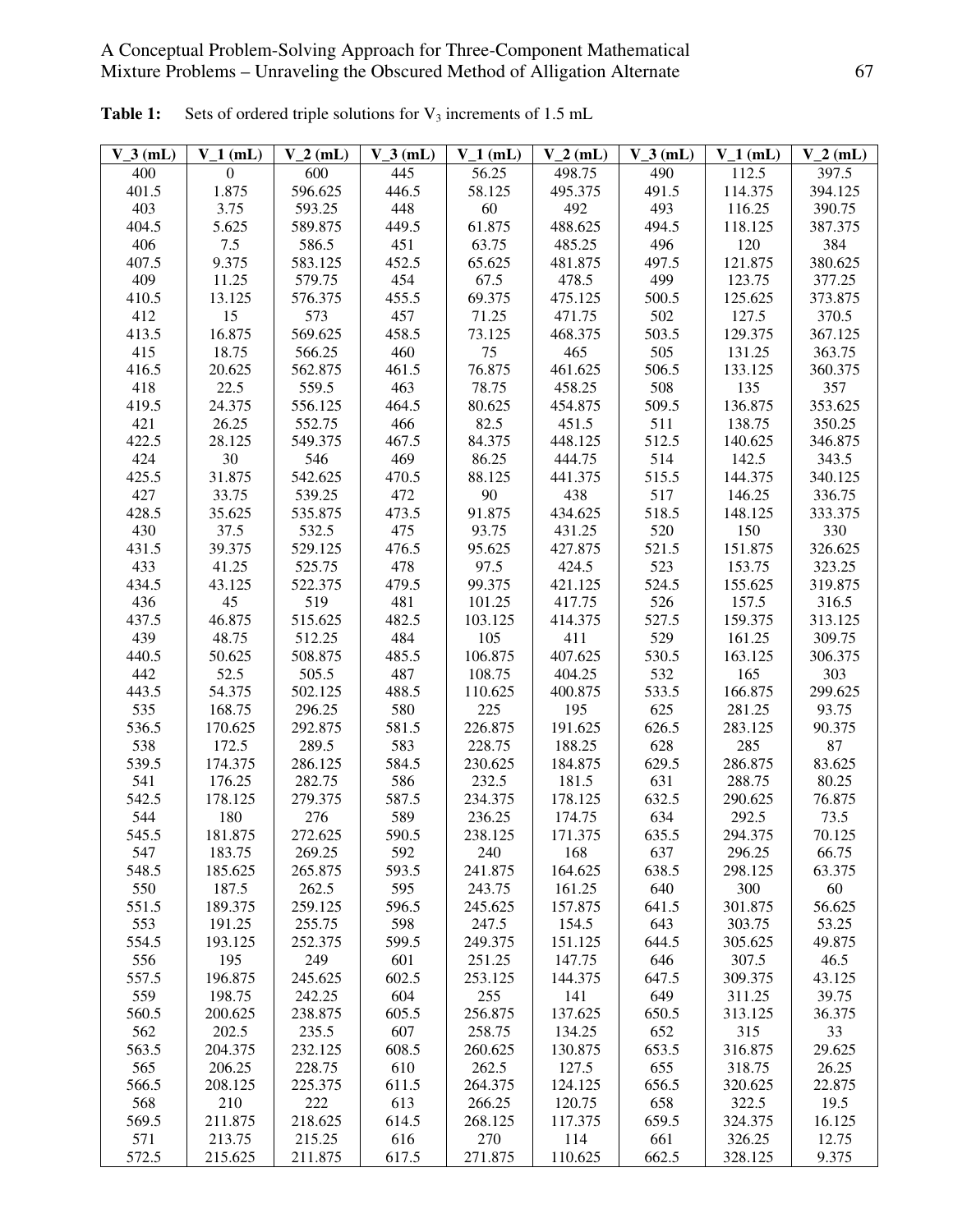**Table 1:** Sets of ordered triple solutions for $V_3$ increments of 1.5 mL

| V_3 (mL) | V_1 (mL) | V_2 (mL) | V_3 (mL) | V_1 (mL) | V_2 (mL) | V_3 (mL) | V_1 (mL) | V_2 (mL) |
|---|---|---|---|---|---|---|---|---|
| 400 | 0 | 600 | 445 | 56.25 | 498.75 | 490 | 112.5 | 397.5 |
| 401.5 | 1.875 | 596.625 | 446.5 | 58.125 | 495.375 | 491.5 | 114.375 | 394.125 |
| 403 | 3.75 | 593.25 | 448 | 60 | 492 | 493 | 116.25 | 390.75 |
| 404.5 | 5.625 | 589.875 | 449.5 | 61.875 | 488.625 | 494.5 | 118.125 | 387.375 |
| 406 | 7.5 | 586.5 | 451 | 63.75 | 485.25 | 496 | 120 | 384 |
| 407.5 | 9.375 | 583.125 | 452.5 | 65.625 | 481.875 | 497.5 | 121.875 | 380.625 |
| 409 | 11.25 | 579.75 | 454 | 67.5 | 478.5 | 499 | 123.75 | 377.25 |
| 410.5 | 13.125 | 576.375 | 455.5 | 69.375 | 475.125 | 500.5 | 125.625 | 373.875 |
| 412 | 15 | 573 | 457 | 71.25 | 471.75 | 502 | 127.5 | 370.5 |
| 413.5 | 16.875 | 569.625 | 458.5 | 73.125 | 468.375 | 503.5 | 129.375 | 367.125 |
| 415 | 18.75 | 566.25 | 460 | 75 | 465 | 505 | 131.25 | 363.75 |
| 416.5 | 20.625 | 562.875 | 461.5 | 76.875 | 461.625 | 506.5 | 133.125 | 360.375 |
| 418 | 22.5 | 559.5 | 463 | 78.75 | 458.25 | 508 | 135 | 357 |
| 419.5 | 24.375 | 556.125 | 464.5 | 80.625 | 454.875 | 509.5 | 136.875 | 353.625 |
| 421 | 26.25 | 552.75 | 466 | 82.5 | 451.5 | 511 | 138.75 | 350.25 |
| 422.5 | 28.125 | 549.375 | 467.5 | 84.375 | 448.125 | 512.5 | 140.625 | 346.875 |
| 424 | 30 | 546 | 469 | 86.25 | 444.75 | 514 | 142.5 | 343.5 |
| 425.5 | 31.875 | 542.625 | 470.5 | 88.125 | 441.375 | 515.5 | 144.375 | 340.125 |
| 427 | 33.75 | 539.25 | 472 | 90 | 438 | 517 | 146.25 | 336.75 |
| 428.5 | 35.625 | 535.875 | 473.5 | 91.875 | 434.625 | 518.5 | 148.125 | 333.375 |
| 430 | 37.5 | 532.5 | 475 | 93.75 | 431.25 | 520 | 150 | 330 |
| 431.5 | 39.375 | 529.125 | 476.5 | 95.625 | 427.875 | 521.5 | 151.875 | 326.625 |
| 433 | 41.25 | 525.75 | 478 | 97.5 | 424.5 | 523 | 153.75 | 323.25 |
| 434.5 | 43.125 | 522.375 | 479.5 | 99.375 | 421.125 | 524.5 | 155.625 | 319.875 |
| 436 | 45 | 519 | 481 | 101.25 | 417.75 | 526 | 157.5 | 316.5 |
| 437.5 | 46.875 | 515.625 | 482.5 | 103.125 | 414.375 | 527.5 | 159.375 | 313.125 |
| 439 | 48.75 | 512.25 | 484 | 105 | 411 | 529 | 161.25 | 309.75 |
| 440.5 | 50.625 | 508.875 | 485.5 | 106.875 | 407.625 | 530.5 | 163.125 | 306.375 |
| 442 | 52.5 | 505.5 | 487 | 108.75 | 404.25 | 532 | 165 | 303 |
| 443.5 | 54.375 | 502.125 | 488.5 | 110.625 | 400.875 | 533.5 | 166.875 | 299.625 |
| 535 | 168.75 | 296.25 | 580 | 225 | 195 | 625 | 281.25 | 93.75 |
| 536.5 | 170.625 | 292.875 | 581.5 | 226.875 | 191.625 | 626.5 | 283.125 | 90.375 |
| 538 | 172.5 | 289.5 | 583 | 228.75 | 188.25 | 628 | 285 | 87 |
| 539.5 | 174.375 | 286.125 | 584.5 | 230.625 | 184.875 | 629.5 | 286.875 | 83.625 |
| 541 | 176.25 | 282.75 | 586 | 232.5 | 181.5 | 631 | 288.75 | 80.25 |
| 542.5 | 178.125 | 279.375 | 587.5 | 234.375 | 178.125 | 632.5 | 290.625 | 76.875 |
| 544 | 180 | 276 | 589 | 236.25 | 174.75 | 634 | 292.5 | 73.5 |
| 545.5 | 181.875 | 272.625 | 590.5 | 238.125 | 171.375 | 635.5 | 294.375 | 70.125 |
| 547 | 183.75 | 269.25 | 592 | 240 | 168 | 637 | 296.25 | 66.75 |
| 548.5 | 185.625 | 265.875 | 593.5 | 241.875 | 164.625 | 638.5 | 298.125 | 63.375 |
| 550 | 187.5 | 262.5 | 595 | 243.75 | 161.25 | 640 | 300 | 60 |
| 551.5 | 189.375 | 259.125 | 596.5 | 245.625 | 157.875 | 641.5 | 301.875 | 56.625 |
| 553 | 191.25 | 255.75 | 598 | 247.5 | 154.5 | 643 | 303.75 | 53.25 |
| 554.5 | 193.125 | 252.375 | 599.5 | 249.375 | 151.125 | 644.5 | 305.625 | 49.875 |
| 556 | 195 | 249 | 601 | 251.25 | 147.75 | 646 | 307.5 | 46.5 |
| 557.5 | 196.875 | 245.625 | 602.5 | 253.125 | 144.375 | 647.5 | 309.375 | 43.125 |
| 559 | 198.75 | 242.25 | 604 | 255 | 141 | 649 | 311.25 | 39.75 |
| 560.5 | 200.625 | 238.875 | 605.5 | 256.875 | 137.625 | 650.5 | 313.125 | 36.375 |
| 562 | 202.5 | 235.5 | 607 | 258.75 | 134.25 | 652 | 315 | 33 |
| 563.5 | 204.375 | 232.125 | 608.5 | 260.625 | 130.875 | 653.5 | 316.875 | 29.625 |
| 565 | 206.25 | 228.75 | 610 | 262.5 | 127.5 | 655 | 318.75 | 26.25 |
| 566.5 | 208.125 | 225.375 | 611.5 | 264.375 | 124.125 | 656.5 | 320.625 | 22.875 |
| 568 | 210 | 222 | 613 | 266.25 | 120.75 | 658 | 322.5 | 19.5 |
| 569.5 | 211.875 | 218.625 | 614.5 | 268.125 | 117.375 | 659.5 | 324.375 | 16.125 |
| 571 | 213.75 | 215.25 | 616 | 270 | 114 | 661 | 326.25 | 12.75 |
| 572.5 | 215.625 | 211.875 | 617.5 | 271.875 | 110.625 | 662.5 | 328.125 | 9.375 |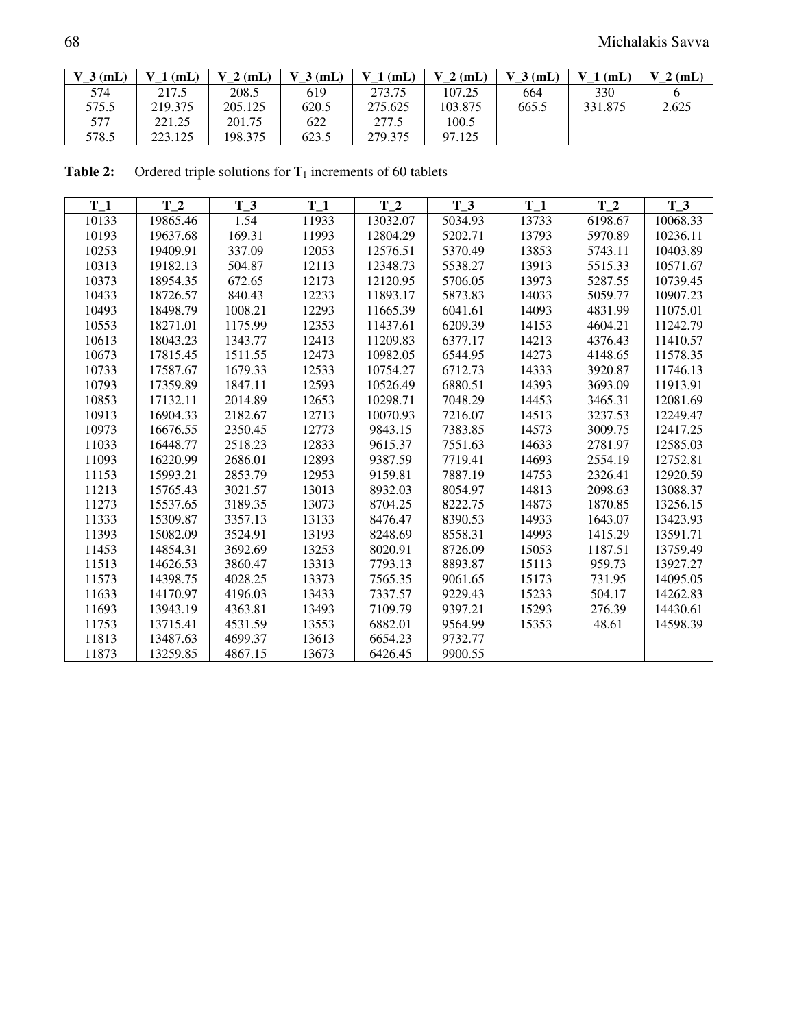| V_3 (mL) | V_1 (mL) | V_2 (mL) | V_3 (mL) | V_1 (mL) | V_2 (mL) | V_3 (mL) | V_1 (mL) | V_2 (mL) |
|---|---|---|---|---|---|---|---|---|
| 574 | 217.5 | 208.5 | 619 | 273.75 | 107.25 | 664 | 330 | 6 |
| 575.5 | 219.375 | 205.125 | 620.5 | 275.625 | 103.875 | 665.5 | 331.875 | 2.625 |
| 577 | 221.25 | 201.75 | 622 | 277.5 | 100.5 | | | |
| 578.5 | 223.125 | 198.375 | 623.5 | 279.375 | 97.125 | | | |

**Table 2:** Ordered triple solutions for $T_1$ increments of 60 tablets

| T_1 | T_2 | T_3 | T_1 | T_2 | T_3 | T_1 | T_2 | T_3 |
|---|---|---|---|---|---|---|---|---|
| 10133 | 19865.46 | 1.54 | 11933 | 13032.07 | 5034.93 | 13733 | 6198.67 | 10068.33 |
| 10193 | 19637.68 | 169.31 | 11993 | 12804.29 | 5202.71 | 13793 | 5970.89 | 10236.11 |
| 10253 | 19409.91 | 337.09 | 12053 | 12576.51 | 5370.49 | 13853 | 5743.11 | 10403.89 |
| 10313 | 19182.13 | 504.87 | 12113 | 12348.73 | 5538.27 | 13913 | 5515.33 | 10571.67 |
| 10373 | 18954.35 | 672.65 | 12173 | 12120.95 | 5706.05 | 13973 | 5287.55 | 10739.45 |
| 10433 | 18726.57 | 840.43 | 12233 | 11893.17 | 5873.83 | 14033 | 5059.77 | 10907.23 |
| 10493 | 18498.79 | 1008.21 | 12293 | 11665.39 | 6041.61 | 14093 | 4831.99 | 11075.01 |
| 10553 | 18271.01 | 1175.99 | 12353 | 11437.61 | 6209.39 | 14153 | 4604.21 | 11242.79 |
| 10613 | 18043.23 | 1343.77 | 12413 | 11209.83 | 6377.17 | 14213 | 4376.43 | 11410.57 |
| 10673 | 17815.45 | 1511.55 | 12473 | 10982.05 | 6544.95 | 14273 | 4148.65 | 11578.35 |
| 10733 | 17587.67 | 1679.33 | 12533 | 10754.27 | 6712.73 | 14333 | 3920.87 | 11746.13 |
| 10793 | 17359.89 | 1847.11 | 12593 | 10526.49 | 6880.51 | 14393 | 3693.09 | 11913.91 |
| 10853 | 17132.11 | 2014.89 | 12653 | 10298.71 | 7048.29 | 14453 | 3465.31 | 12081.69 |
| 10913 | 16904.33 | 2182.67 | 12713 | 10070.93 | 7216.07 | 14513 | 3237.53 | 12249.47 |
| 10973 | 16676.55 | 2350.45 | 12773 | 9843.15 | 7383.85 | 14573 | 3009.75 | 12417.25 |
| 11033 | 16448.77 | 2518.23 | 12833 | 9615.37 | 7551.63 | 14633 | 2781.97 | 12585.03 |
| 11093 | 16220.99 | 2686.01 | 12893 | 9387.59 | 7719.41 | 14693 | 2554.19 | 12752.81 |
| 11153 | 15993.21 | 2853.79 | 12953 | 9159.81 | 7887.19 | 14753 | 2326.41 | 12920.59 |
| 11213 | 15765.43 | 3021.57 | 13013 | 8932.03 | 8054.97 | 14813 | 2098.63 | 13088.37 |
| 11273 | 15537.65 | 3189.35 | 13073 | 8704.25 | 8222.75 | 14873 | 1870.85 | 13256.15 |
| 11333 | 15309.87 | 3357.13 | 13133 | 8476.47 | 8390.53 | 14933 | 1643.07 | 13423.93 |
| 11393 | 15082.09 | 3524.91 | 13193 | 8248.69 | 8558.31 | 14993 | 1415.29 | 13591.71 |
| 11453 | 14854.31 | 3692.69 | 13253 | 8020.91 | 8726.09 | 15053 | 1187.51 | 13759.49 |
| 11513 | 14626.53 | 3860.47 | 13313 | 7793.13 | 8893.87 | 15113 | 959.73 | 13927.27 |
| 11573 | 14398.75 | 4028.25 | 13373 | 7565.35 | 9061.65 | 15173 | 731.95 | 14095.05 |
| 11633 | 14170.97 | 4196.03 | 13433 | 7337.57 | 9229.43 | 15233 | 504.17 | 14262.83 |
| 11693 | 13943.19 | 4363.81 | 13493 | 7109.79 | 9397.21 | 15293 | 276.39 | 14430.61 |
| 11753 | 13715.41 | 4531.59 | 13553 | 6882.01 | 9564.99 | 15353 | 48.61 | 14598.39 |
| 11813 | 13487.63 | 4699.37 | 13613 | 6654.23 | 9732.77 | | | |
| 11873 | 13259.85 | 4867.15 | 13673 | 6426.45 | 9900.55 | | | |